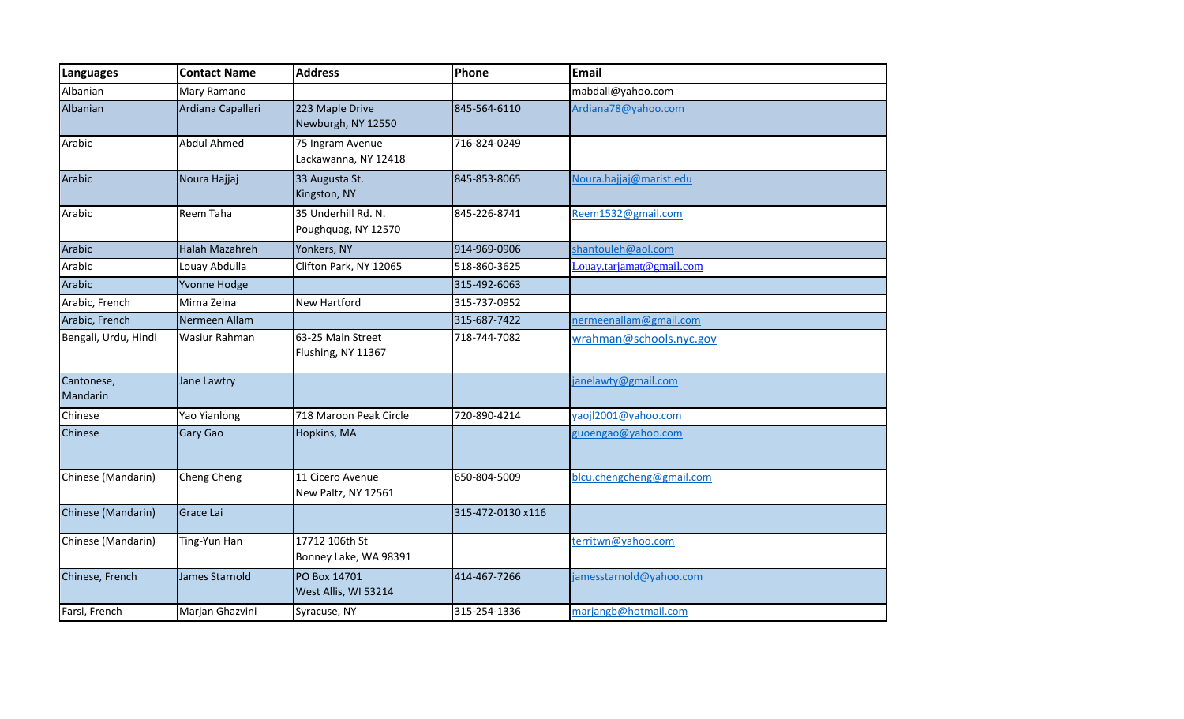| Languages | Contact Name | Address | Phone | Email |
|---|---|---|---|---|
| Albanian | Mary Ramano | | | mabdall@yahoo.com |
| Albanian | Ardiana Capalleri | 223 Maple Drive Newburgh, NY 12550 | 845-564-6110 | Ardiana78@yahoo.com |
| Arabic | Abdul Ahmed | 75 Ingram Avenue Lackawanna, NY 12418 | 716-824-0249 | |
| Arabic | Noura Hajjaj | 33 Augusta St. Kingston, NY | 845-853-8065 | Noura.hajjaj@marist.edu |
| Arabic | Reem Taha | 35 Underhill Rd. N. Poughquag, NY 12570 | 845-226-8741 | Reem1532@gmail.com |
| Arabic | Halah Mazahreh | Yonkers, NY | 914-969-0906 | shantouleh@aol.com |
| Arabic | Louay Abdulla | Clifton Park, NY 12065 | 518-860-3625 | Louay.tarjamat@gmail.com |
| Arabic | Yvonne Hodge | | 315-492-6063 | |
| Arabic, French | Mirna Zeina | New Hartford | 315-737-0952 | |
| Arabic, French | Nermeen Allam | | 315-687-7422 | nermeenallam@gmail.com |
| Bengali, Urdu, Hindi | Wasiur Rahman | 63-25 Main Street Flushing, NY 11367 | 718-744-7082 | wrahman@schools.nyc.gov |
| Cantonese, Mandarin | Jane Lawtry | | | janelawty@gmail.com |
| Chinese | Yao Yianlong | 718 Maroon Peak Circle | 720-890-4214 | yaojl2001@yahoo.com |
| Chinese | Gary Gao | Hopkins, MA | | guoengao@yahoo.com |
| Chinese (Mandarin) | Cheng Cheng | 11 Cicero Avenue New Paltz, NY 12561 | 650-804-5009 | blcu.chengcheng@gmail.com |
| Chinese (Mandarin) | Grace Lai | | 315-472-0130 x116 | |
| Chinese (Mandarin) | Ting-Yun Han | 17712 106th St Bonney Lake, WA 98391 | | territwn@yahoo.com |
| Chinese, French | James Starnold | PO Box 14701 West Allis, WI 53214 | 414-467-7266 | jamesstarnold@yahoo.com |
| Farsi, French | Marjan Ghazvini | Syracuse, NY | 315-254-1336 | marjangb@hotmail.com |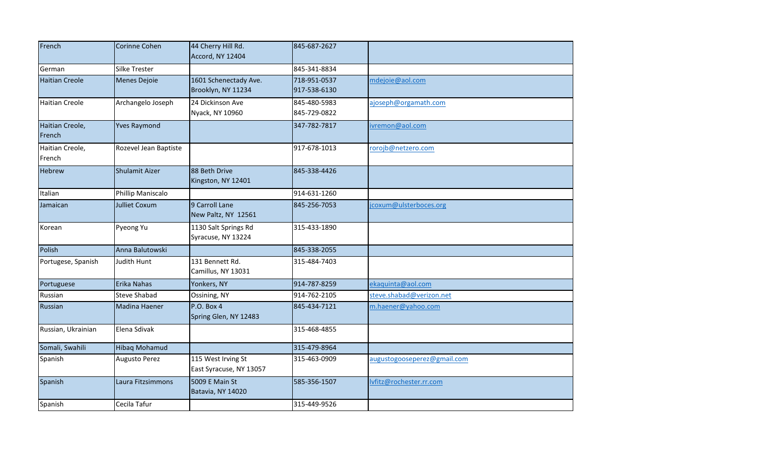| French | Corinne Cohen | 44 Cherry Hill Rd.<br>Accord, NY 12404 | 845-687-2627 | |
|---|---|---|---|---|
| German | Silke Trester | | 845-341-8834 | |
| Haitian Creole | Menes Dejoie | 1601 Schenectady Ave.<br>Brooklyn, NY 11234 | 718-951-0537<br>917-538-6130 | mdejoie@aol.com |
| Haitian Creole | Archangelo Joseph | 24 Dickinson Ave<br>Nyack, NY 10960 | 845-480-5983<br>845-729-0822 | ajoseph@orgamath.com |
| Haitian Creole, French | Yves Raymond | | 347-782-7817 | ivremon@aol.com |
| Haitian Creole, French | Rozevel Jean Baptiste | | 917-678-1013 | rorojb@netzero.com |
| Hebrew | Shulamit Aizer | 88 Beth Drive<br>Kingston, NY 12401 | 845-338-4426 | |
| Italian | Phillip Maniscalo | | 914-631-1260 | |
| Jamaican | Julliet Coxum | 9 Carroll Lane<br>New Paltz, NY 12561 | 845-256-7053 | jcoxum@ulsterboces.org |
| Korean | Pyeong Yu | 1130 Salt Springs Rd<br>Syracuse, NY 13224 | 315-433-1890 | |
| Polish | Anna Balutowski | | 845-338-2055 | |
| Portugese, Spanish | Judith Hunt | 131 Bennett Rd.<br>Camillus, NY 13031 | 315-484-7403 | |
| Portuguese | Erika Nahas | Yonkers, NY | 914-787-8259 | ekaquinta@aol.com |
| Russian | Steve Shabad | Ossining, NY | 914-762-2105 | steve.shabad@verizon.net |
| Russian | Madina Haener | P.O. Box 4<br>Spring Glen, NY 12483 | 845-434-7121 | m.haener@yahoo.com |
| Russian, Ukrainian | Elena Sdivak | | 315-468-4855 | |
| Somali, Swahili | Hibaq Mohamud | | 315-479-8964 | |
| Spanish | Augusto Perez | 115 West Irving St<br>East Syracuse, NY 13057 | 315-463-0909 | augustogooseperez@gmail.com |
| Spanish | Laura Fitzsimmons | 5009 E Main St<br>Batavia, NY 14020 | 585-356-1507 | lvfitz@rochester.rr.com |
| Spanish | Cecila Tafur | | 315-449-9526 | |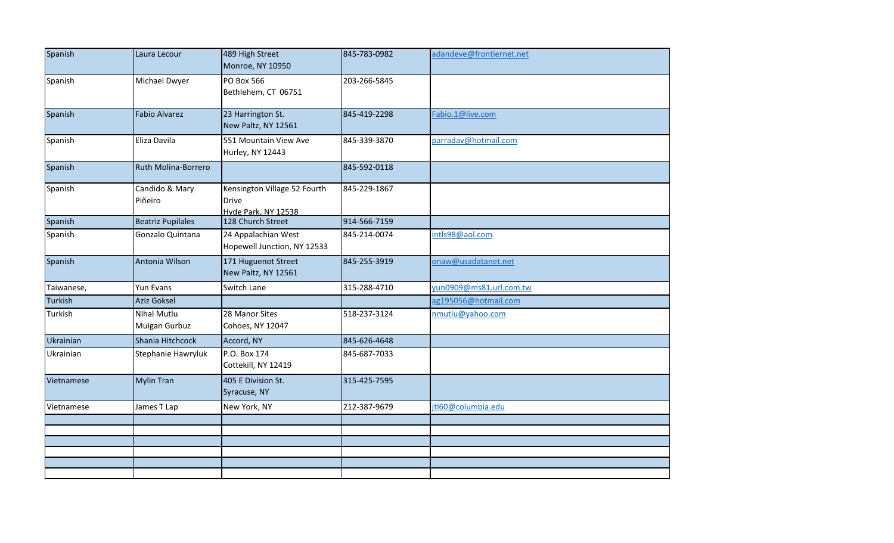| | | | | |
|---|---|---|---|---|
| Spanish | Laura Lecour | 489 High Street<br>Monroe, NY 10950 | 845-783-0982 | adandeve@frontiernet.net |
| Spanish | Michael Dwyer | PO Box 566<br>Bethlehem, CT 06751 | 203-266-5845 | |
| Spanish | Fabio Alvarez | 23 Harrington St.<br>New Paltz, NY 12561 | 845-419-2298 | Fabio.1@live.com |
| Spanish | Eliza Davila | 551 Mountain View Ave<br>Hurley, NY 12443 | 845-339-3870 | parradav@hotmail.com |
| Spanish | Ruth Molina-Borrero | | 845-592-0118 | |
| Spanish | Candido & Mary Piñeiro | Kensington Village 52 Fourth Drive<br>Hyde Park, NY 12538 | 845-229-1867 | |
| Spanish | Beatriz Pupilales | 128 Church Street | 914-566-7159 | |
| Spanish | Gonzalo Quintana | 24 Appalachian West<br>Hopewell Junction, NY 12533 | 845-214-0074 | intls98@aol.com |
| Spanish | Antonia Wilson | 171 Huguenot Street<br>New Paltz, NY 12561 | 845-255-3919 | onaw@usadatanet.net |
| Taiwanese, | Yun Evans | Switch Lane | 315-288-4710 | yun0909@ms81.url.com.tw |
| Turkish | Aziz Goksel | | | ag195056@hotmail.com |
| Turkish | Nihal Mutlu<br>Muigan Gurbuz | 28 Manor Sites<br>Cohoes, NY 12047 | 518-237-3124 | nmutlu@yahoo.com |
| Ukrainian | Shania Hitchcock | Accord, NY | 845-626-4648 | |
| Ukrainian | Stephanie Hawryluk | P.O. Box 174<br>Cottekill, NY 12419 | 845-687-7033 | |
| Vietnamese | Mylin Tran | 405 E Division St.<br>Syracuse, NY | 315-425-7595 | |
| Vietnamese | James T Lap | New York, NY | 212-387-9679 | jtl60@columbia.edu |